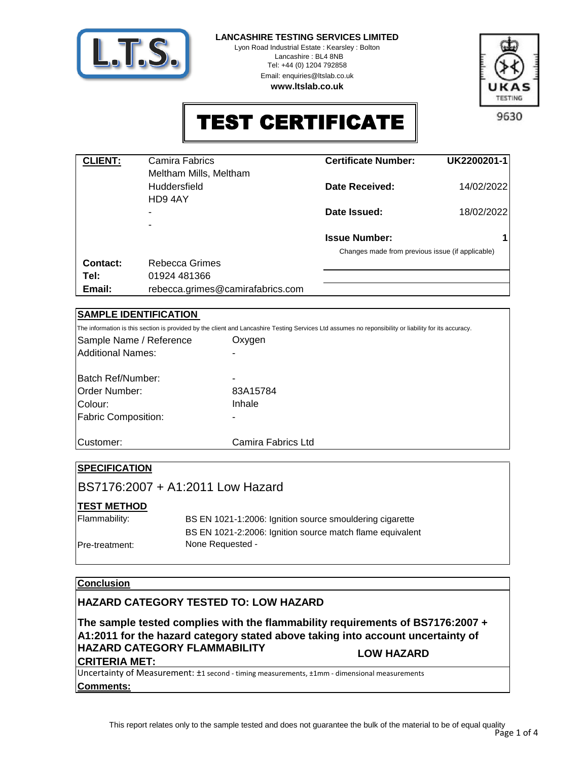**LANCASHIRE TESTING SERVICES LIMITED**
Lyon Road Industrial Estate : Kearsley : Bolton
Lancashire : BL4 8NB
Tel: +44 (0) 1204 792858
Email: enquiries@ltslab.co.uk
**www.ltslab.co.uk**

UKAS TESTING 9630

# TEST CERTIFICATE

| | | | |
|---|---|---|---|
| **CLIENT:** | Camira Fabrics<br>Meltham Mills, Meltham<br>Huddersfield<br>HD9 4AY<br>-<br>- | **Certificate Number:** | **UK2200201-1** |
| | | **Date Received:** | 14/02/2022 |
| | | **Date Issued:** | 18/02/2022 |
| | | **Issue Number:** | **1** |
| | | Changes made from previous issue (if applicable) | |
| **Contact:** | Rebecca Grimes | | |
| **Tel:** | 01924 481366 | | |
| **Email:** | rebecca.grimes@camirafabrics.com | | |

## SAMPLE IDENTIFICATION

The information is this section is provided by the client and Lancashire Testing Services Ltd assumes no reponsibility or liability for its accuracy.

| | |
|---|---|
| Sample Name / Reference | Oxygen |
| Additional Names: | - |
| Batch Ref/Number: | - |
| Order Number: | 83A15784 |
| Colour: | Inhale |
| Fabric Composition: | - |
| Customer: | Camira Fabrics Ltd |

## SPECIFICATION

BS7176:2007 + A1:2011 Low Hazard

### TEST METHOD

| | |
|---|---|
| Flammability: | BS EN 1021-1:2006: Ignition source smouldering cigarette<br>BS EN 1021-2:2006: Ignition source match flame equivalent |
| Pre-treatment: | None Requested - |

## Conclusion

**HAZARD CATEGORY TESTED TO: LOW HAZARD**

**The sample tested complies with the flammability requirements of BS7176:2007 + A1:2011 for the hazard category stated above taking into account uncertainty of**

**HAZARD CATEGORY FLAMMABILITY CRITERIA MET:** **LOW HAZARD**

Uncertainty of Measurement: ±1 second - timing measurements, ±1mm - dimensional measurements

**Comments:**

This report relates only to the sample tested and does not guarantee the bulk of the material to be of equal quality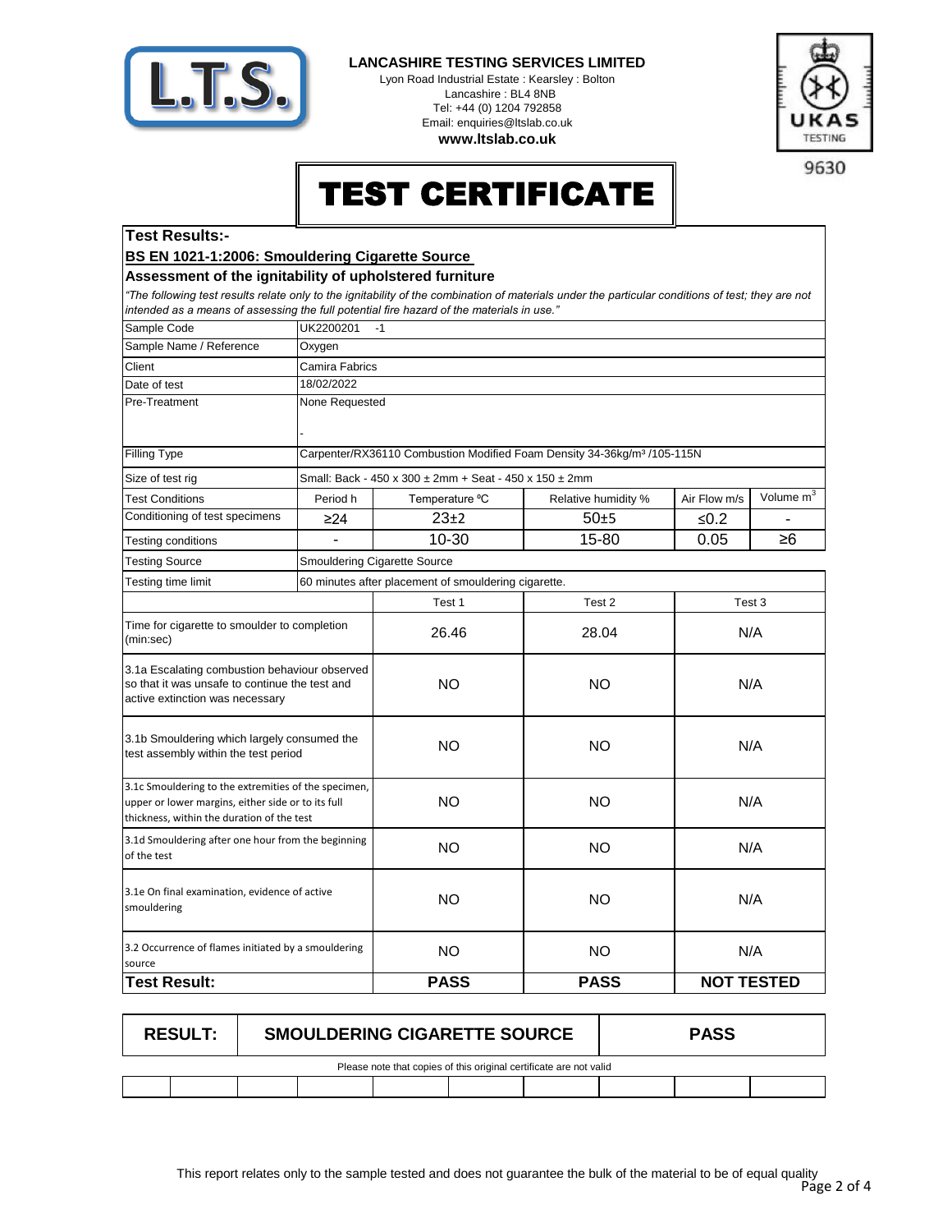**LANCASHIRE TESTING SERVICES LIMITED**

Lyon Road Industrial Estate : Kearsley : Bolton
Lancashire : BL4 8NB
Tel: +44 (0) 1204 792858
Email: enquiries@ltslab.co.uk
**www.ltslab.co.uk**

9630

# TEST CERTIFICATE

## Test Results:-

**BS EN 1021-1:2006: Smouldering Cigarette Source**

**Assessment of the ignitability of upholstered furniture**

*"The following test results relate only to the ignitability of the combination of materials under the particular conditions of test; they are not intended as a means of assessing the full potential fire hazard of the materials in use."*

| | | | | | |
|---|---|---|---|---|---|
| Sample Code | UK2200201 -1 | | | | |
| Sample Name / Reference | Oxygen | | | | |
| Client | Camira Fabrics | | | | |
| Date of test | 18/02/2022 | | | | |
| Pre-Treatment | None Requested<br>- | | | | |
| Filling Type | Carpenter/RX36110 Combustion Modified Foam Density 34-36kg/m³ /105-115N | | | | |
| Size of test rig | Small: Back - 450 x 300 ± 2mm + Seat - 450 x 150 ± 2mm | | | | |
| Test Conditions | Period h | Temperature ºC | Relative humidity % | Air Flow m/s | Volume $m^3$ |
| Conditioning of test specimens | ≥24 | 23±2 | 50±5 | ≤0.2 | - |
| Testing conditions | - | 10-30 | 15-80 | 0.05 | ≥6 |
| Testing Source | Smouldering Cigarette Source | | | | |
| Testing time limit | 60 minutes after placement of smouldering cigarette. | | | | |

| | Test 1 | Test 2 | Test 3 |
|---|---|---|---|
| Time for cigarette to smoulder to completion (min:sec) | 26.46 | 28.04 | N/A |
| 3.1a Escalating combustion behaviour observed so that it was unsafe to continue the test and active extinction was necessary | NO | NO | N/A |
| 3.1b Smouldering which largely consumed the test assembly within the test period | NO | NO | N/A |
| 3.1c Smouldering to the extremities of the specimen, upper or lower margins, either side or to its full thickness, within the duration of the test | NO | NO | N/A |
| 3.1d Smouldering after one hour from the beginning of the test | NO | NO | N/A |
| 3.1e On final examination, evidence of active smouldering | NO | NO | N/A |
| 3.2 Occurrence of flames initiated by a smouldering source | NO | NO | N/A |
| **Test Result:** | **PASS** | **PASS** | **NOT TESTED** |

| RESULT: | SMOULDERING CIGARETTE SOURCE | PASS |
|---|---|---|

Please note that copies of this original certificate are not valid

This report relates only to the sample tested and does not guarantee the bulk of the material to be of equal quality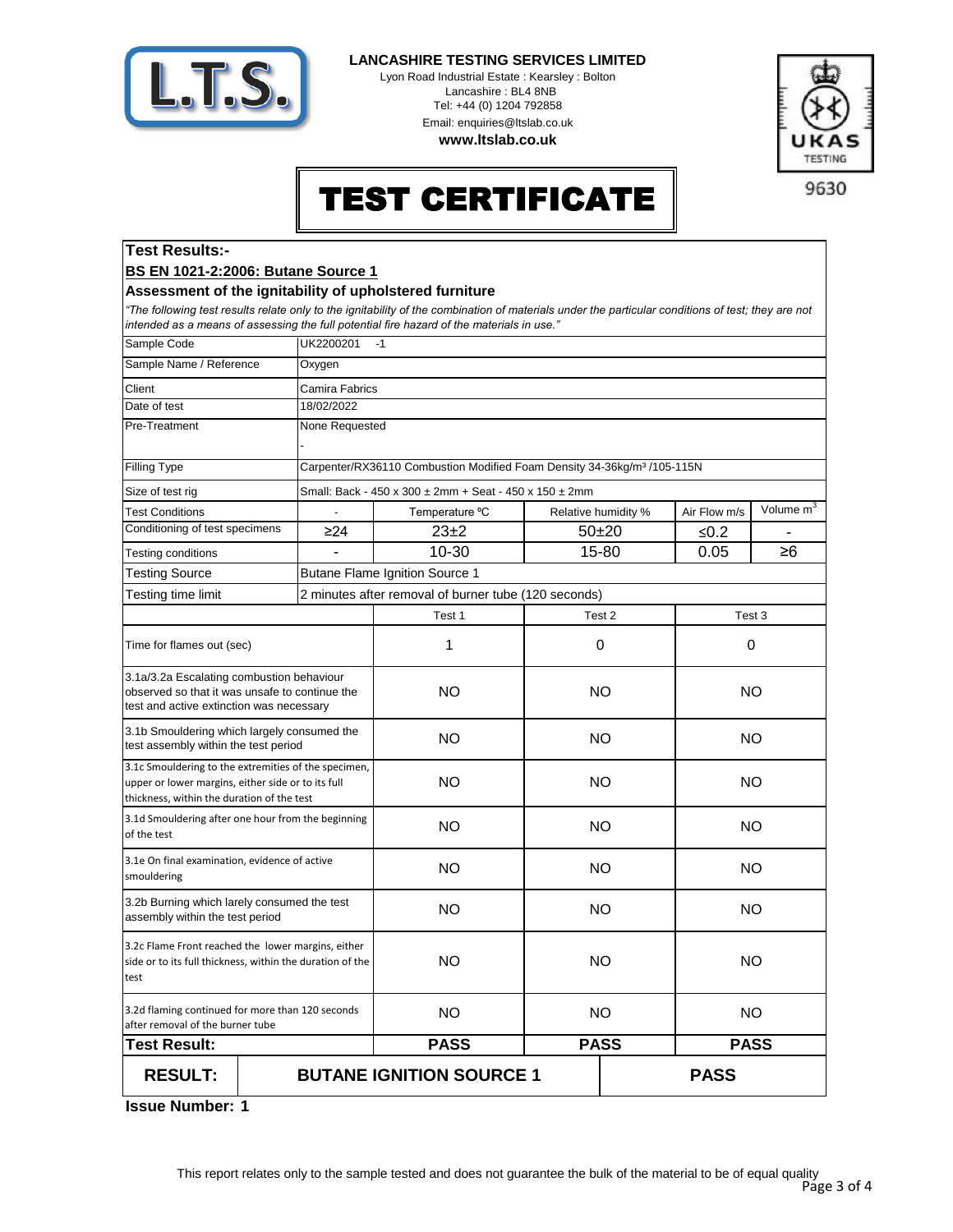**LANCASHIRE TESTING SERVICES LIMITED**

Lyon Road Industrial Estate : Kearsley : Bolton
Lancashire : BL4 8NB
Tel: +44 (0) 1204 792858
Email: enquiries@ltslab.co.uk
**www.ltslab.co.uk**

UKAS TESTING 9630

# TEST CERTIFICATE

## Test Results:-

### BS EN 1021-2:2006: Butane Source 1

### Assessment of the ignitability of upholstered furniture

*"The following test results relate only to the ignitability of the combination of materials under the particular conditions of test; they are not intended as a means of assessing the full potential fire hazard of the materials in use."*

| | | | | | |
|---|---|---|---|---|---|
| Sample Code | UK2200201 -1 | | | | |
| Sample Name / Reference | Oxygen | | | | |
| Client | Camira Fabrics | | | | |
| Date of test | 18/02/2022 | | | | |
| Pre-Treatment | None Requested<br>- | | | | |
| Filling Type | Carpenter/RX36110 Combustion Modified Foam Density 34-36kg/m³ /105-115N | | | | |
| Size of test rig | Small: Back - 450 x 300 ± 2mm + Seat - 450 x 150 ± 2mm | | | | |
| Test Conditions | - | Temperature °C | Relative humidity % | Air Flow m/s | Volume m³ |
| Conditioning of test specimens | ≥24 | 23±2 | 50±20 | ≤0.2 | - |
| Testing conditions | - | 10-30 | 15-80 | 0.05 | ≥6 |
| Testing Source | Butane Flame Ignition Source 1 | | | | |
| Testing time limit | 2 minutes after removal of burner tube (120 seconds) | | | | |

| | Test 1 | Test 2 | Test 3 |
|---|---|---|---|
| Time for flames out (sec) | 1 | 0 | 0 |
| 3.1a/3.2a Escalating combustion behaviour observed so that it was unsafe to continue the test and active extinction was necessary | NO | NO | NO |
| 3.1b Smouldering which largely consumed the test assembly within the test period | NO | NO | NO |
| 3.1c Smouldering to the extremities of the specimen, upper or lower margins, either side or to its full thickness, within the duration of the test | NO | NO | NO |
| 3.1d Smouldering after one hour from the beginning of the test | NO | NO | NO |
| 3.1e On final examination, evidence of active smouldering | NO | NO | NO |
| 3.2b Burning which larely consumed the test assembly within the test period | NO | NO | NO |
| 3.2c Flame Front reached the lower margins, either side or to its full thickness, within the duration of the test | NO | NO | NO |
| 3.2d flaming continued for more than 120 seconds after removal of the burner tube | NO | NO | NO |
| **Test Result:** | **PASS** | **PASS** | **PASS** |

| **RESULT:** | **BUTANE IGNITION SOURCE 1** | **PASS** |
|---|---|---|

**Issue Number: 1**

This report relates only to the sample tested and does not guarantee the bulk of the material to be of equal quality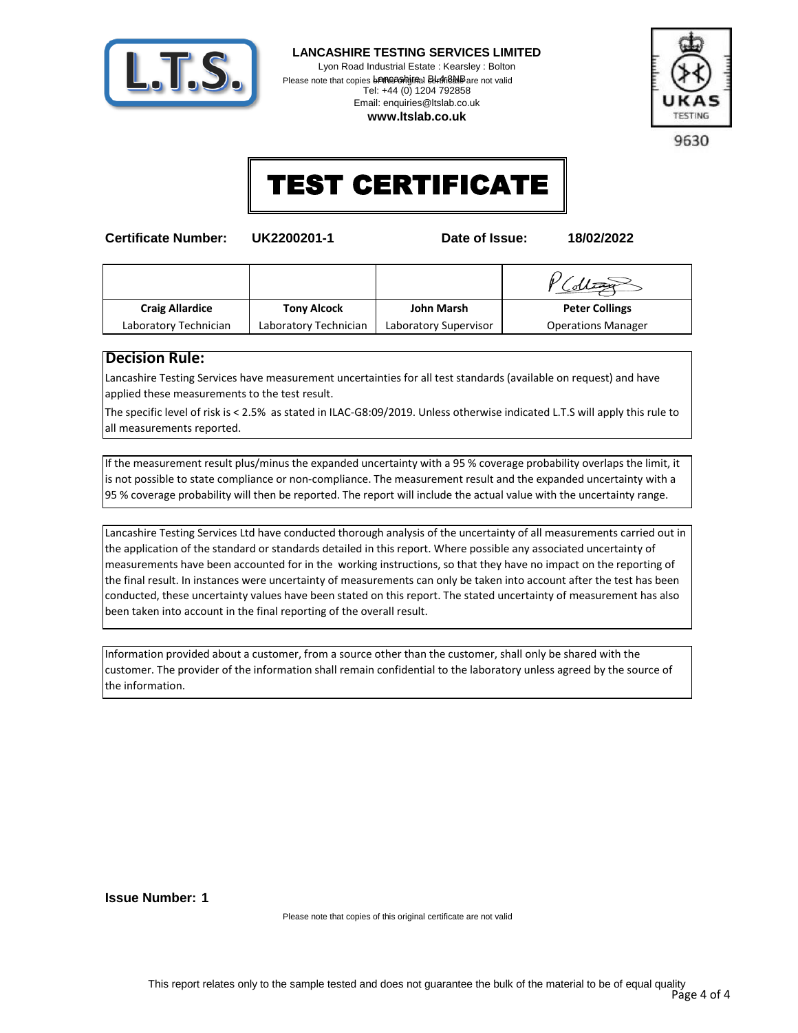**LANCASHIRE TESTING SERVICES LIMITED**

Lyon Road Industrial Estate : Kearsley : Bolton

Lancashire : BL4 8NB

Tel: +44 (0) 1204 792858

Email: enquiries@ltslab.co.uk

**www.ltslab.co.uk**

9630

# TEST CERTIFICATE

**Certificate Number:** **UK2200201-1** **Date of Issue:** **18/02/2022**

| | | | |
|---|---|---|---|
| | | | P Collings |
| **Craig Allardice** | **Tony Alcock** | **John Marsh** | **Peter Collings** |
| Laboratory Technician | Laboratory Technician | Laboratory Supervisor | Operations Manager |

## Decision Rule:

Lancashire Testing Services have measurement uncertainties for all test standards (available on request) and have applied these measurements to the test result.

The specific level of risk is < 2.5% as stated in ILAC-G8:09/2019. Unless otherwise indicated L.T.S will apply this rule to all measurements reported.

If the measurement result plus/minus the expanded uncertainty with a 95 % coverage probability overlaps the limit, it is not possible to state compliance or non-compliance. The measurement result and the expanded uncertainty with a 95 % coverage probability will then be reported. The report will include the actual value with the uncertainty range.

Lancashire Testing Services Ltd have conducted thorough analysis of the uncertainty of all measurements carried out in the application of the standard or standards detailed in this report. Where possible any associated uncertainty of measurements have been accounted for in the working instructions, so that they have no impact on the reporting of the final result. In instances were uncertainty of measurements can only be taken into account after the test has been conducted, these uncertainty values have been stated on this report. The stated uncertainty of measurement has also been taken into account in the final reporting of the overall result.

Information provided about a customer, from a source other than the customer, shall only be shared with the customer. The provider of the information shall remain confidential to the laboratory unless agreed by the source of the information.

**Issue Number: 1**

Please note that copies of this original certificate are not valid

This report relates only to the sample tested and does not guarantee the bulk of the material to be of equal quality